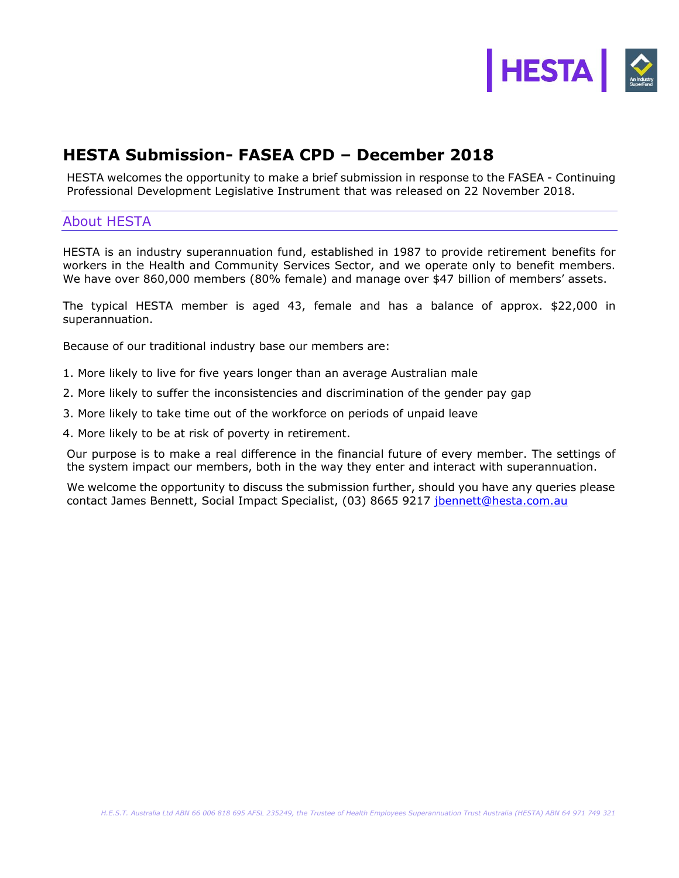# HESTA Submission- FASEA CPD – December 2018

HESTA welcomes the opportunity to make a brief submission in response to the FASEA - Continuing Professional Development Legislative Instrument that was released on 22 November 2018.

## About HESTA

HESTA is an industry superannuation fund, established in 1987 to provide retirement benefits for workers in the Health and Community Services Sector, and we operate only to benefit members. We have over 860,000 members (80% female) and manage over $47 billion of members' assets.

The typical HESTA member is aged 43, female and has a balance of approx. $22,000 in superannuation.

Because of our traditional industry base our members are:

1. More likely to live for five years longer than an average Australian male
2. More likely to suffer the inconsistencies and discrimination of the gender pay gap
3. More likely to take time out of the workforce on periods of unpaid leave
4. More likely to be at risk of poverty in retirement.

Our purpose is to make a real difference in the financial future of every member. The settings of the system impact our members, both in the way they enter and interact with superannuation.

We welcome the opportunity to discuss the submission further, should you have any queries please contact James Bennett, Social Impact Specialist, (03) 8665 9217 jbennett@hesta.com.au

*H.E.S.T. Australia Ltd ABN 66 006 818 695 AFSL 235249, the Trustee of Health Employees Superannuation Trust Australia (HESTA) ABN 64 971 749 321*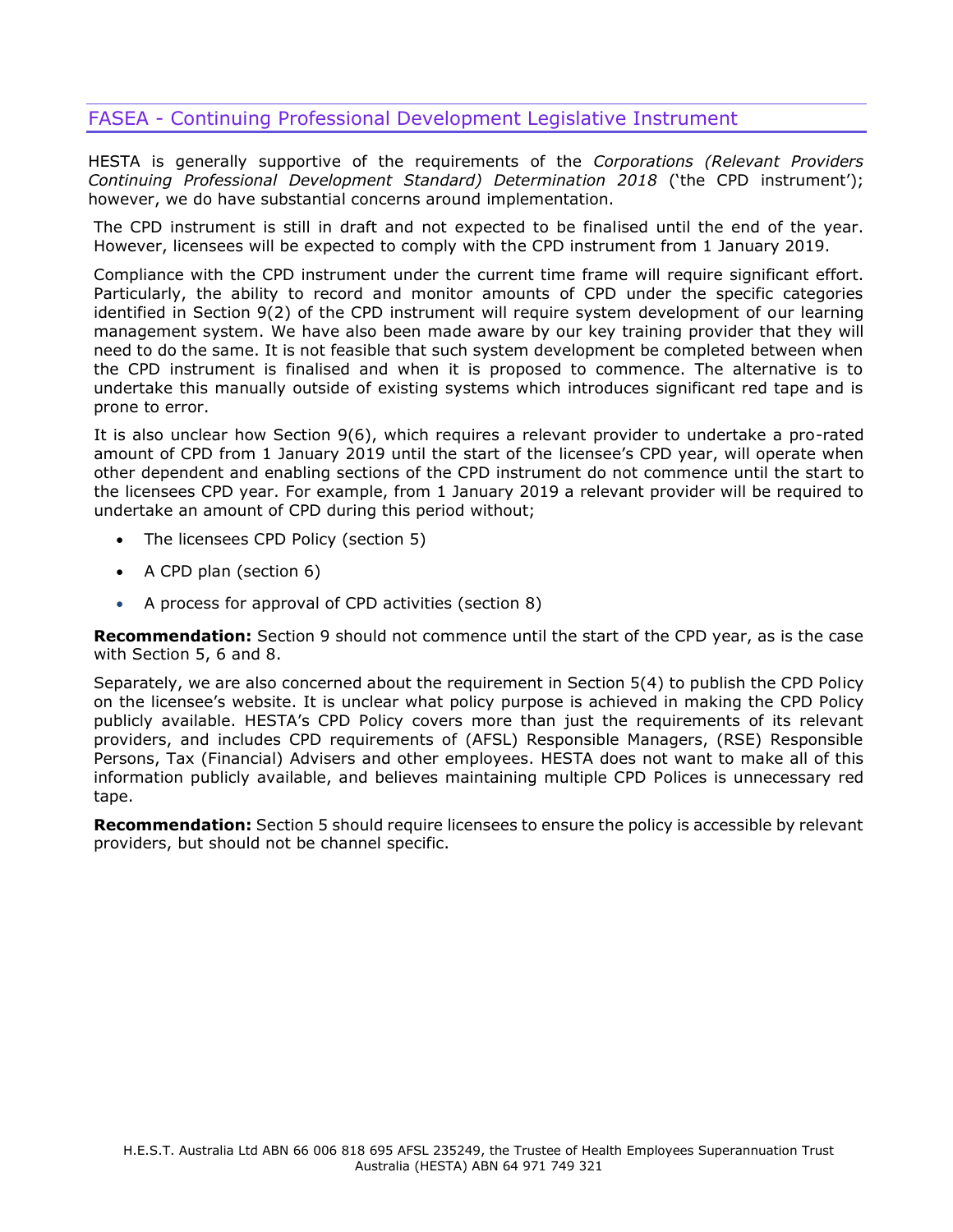## FASEA - Continuing Professional Development Legislative Instrument

HESTA is generally supportive of the requirements of the *Corporations (Relevant Providers Continuing Professional Development Standard) Determination 2018* ('the CPD instrument'); however, we do have substantial concerns around implementation.

The CPD instrument is still in draft and not expected to be finalised until the end of the year. However, licensees will be expected to comply with the CPD instrument from 1 January 2019.

Compliance with the CPD instrument under the current time frame will require significant effort. Particularly, the ability to record and monitor amounts of CPD under the specific categories identified in Section 9(2) of the CPD instrument will require system development of our learning management system. We have also been made aware by our key training provider that they will need to do the same. It is not feasible that such system development be completed between when the CPD instrument is finalised and when it is proposed to commence. The alternative is to undertake this manually outside of existing systems which introduces significant red tape and is prone to error.

It is also unclear how Section 9(6), which requires a relevant provider to undertake a pro-rated amount of CPD from 1 January 2019 until the start of the licensee's CPD year, will operate when other dependent and enabling sections of the CPD instrument do not commence until the start to the licensees CPD year. For example, from 1 January 2019 a relevant provider will be required to undertake an amount of CPD during this period without;

- The licensees CPD Policy (section 5)
- A CPD plan (section 6)
- A process for approval of CPD activities (section 8)

**Recommendation:** Section 9 should not commence until the start of the CPD year, as is the case with Section 5, 6 and 8.

Separately, we are also concerned about the requirement in Section 5(4) to publish the CPD Policy on the licensee's website. It is unclear what policy purpose is achieved in making the CPD Policy publicly available. HESTA's CPD Policy covers more than just the requirements of its relevant providers, and includes CPD requirements of (AFSL) Responsible Managers, (RSE) Responsible Persons, Tax (Financial) Advisers and other employees. HESTA does not want to make all of this information publicly available, and believes maintaining multiple CPD Polices is unnecessary red tape.

**Recommendation:** Section 5 should require licensees to ensure the policy is accessible by relevant providers, but should not be channel specific.